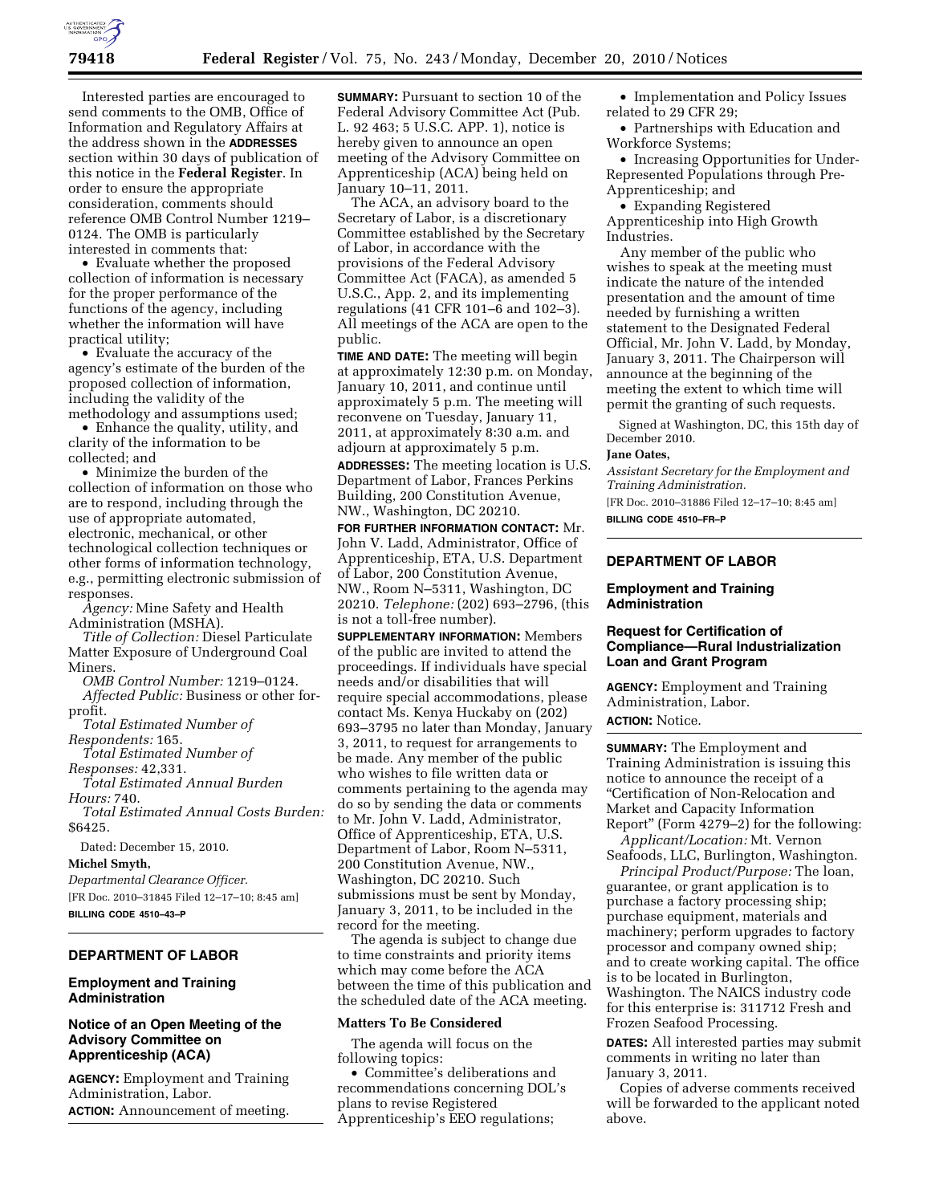Interested parties are encouraged to send comments to the OMB, Office of Information and Regulatory Affairs at the address shown in the **ADDRESSES** section within 30 days of publication of this notice in the **Federal Register**. In order to ensure the appropriate consideration, comments should reference OMB Control Number 1219–0124. The OMB is particularly interested in comments that:

- Evaluate whether the proposed collection of information is necessary for the proper performance of the functions of the agency, including whether the information will have practical utility;
- Evaluate the accuracy of the agency's estimate of the burden of the proposed collection of information, including the validity of the methodology and assumptions used;
- Enhance the quality, utility, and clarity of the information to be collected; and
- Minimize the burden of the collection of information on those who are to respond, including through the use of appropriate automated, electronic, mechanical, or other technological collection techniques or other forms of information technology, e.g., permitting electronic submission of responses.

*Agency:* Mine Safety and Health Administration (MSHA).

*Title of Collection:* Diesel Particulate Matter Exposure of Underground Coal Miners.

*OMB Control Number:* 1219–0124.

*Affected Public:* Business or other for-profit.

*Total Estimated Number of Respondents:* 165.

*Total Estimated Number of Responses:* 42,331.

*Total Estimated Annual Burden Hours:* 740.

*Total Estimated Annual Costs Burden:* $6425.

Dated: December 15, 2010.

**Michel Smyth,**

*Departmental Clearance Officer.*

[FR Doc. 2010–31845 Filed 12–17–10; 8:45 am]

**BILLING CODE 4510–43–P**

## DEPARTMENT OF LABOR

### Employment and Training Administration

### Notice of an Open Meeting of the Advisory Committee on Apprenticeship (ACA)

**AGENCY:** Employment and Training Administration, Labor.

**ACTION:** Announcement of meeting.

**SUMMARY:** Pursuant to section 10 of the Federal Advisory Committee Act (Pub. L. 92 463; 5 U.S.C. APP. 1), notice is hereby given to announce an open meeting of the Advisory Committee on Apprenticeship (ACA) being held on January 10–11, 2011.

The ACA, an advisory board to the Secretary of Labor, is a discretionary Committee established by the Secretary of Labor, in accordance with the provisions of the Federal Advisory Committee Act (FACA), as amended 5 U.S.C., App. 2, and its implementing regulations (41 CFR 101–6 and 102–3). All meetings of the ACA are open to the public.

**TIME AND DATE:** The meeting will begin at approximately 12:30 p.m. on Monday, January 10, 2011, and continue until approximately 5 p.m. The meeting will reconvene on Tuesday, January 11, 2011, at approximately 8:30 a.m. and adjourn at approximately 5 p.m.

**ADDRESSES:** The meeting location is U.S. Department of Labor, Frances Perkins Building, 200 Constitution Avenue, NW., Washington, DC 20210.

**FOR FURTHER INFORMATION CONTACT:** Mr. John V. Ladd, Administrator, Office of Apprenticeship, ETA, U.S. Department of Labor, 200 Constitution Avenue, NW., Room N–5311, Washington, DC 20210. *Telephone:* (202) 693–2796, (this is not a toll-free number).

**SUPPLEMENTARY INFORMATION:** Members of the public are invited to attend the proceedings. If individuals have special needs and/or disabilities that will require special accommodations, please contact Ms. Kenya Huckaby on (202) 693–3795 no later than Monday, January 3, 2011, to request for arrangements to be made. Any member of the public who wishes to file written data or comments pertaining to the agenda may do so by sending the data or comments to Mr. John V. Ladd, Administrator, Office of Apprenticeship, ETA, U.S. Department of Labor, Room N–5311, 200 Constitution Avenue, NW., Washington, DC 20210. Such submissions must be sent by Monday, January 3, 2011, to be included in the record for the meeting.

The agenda is subject to change due to time constraints and priority items which may come before the ACA between the time of this publication and the scheduled date of the ACA meeting.

#### Matters To Be Considered

The agenda will focus on the following topics:

- Committee's deliberations and recommendations concerning DOL's plans to revise Registered Apprenticeship's EEO regulations;
- Implementation and Policy Issues related to 29 CFR 29;
- Partnerships with Education and Workforce Systems;
- Increasing Opportunities for Under-Represented Populations through Pre-Apprenticeship; and
- Expanding Registered Apprenticeship into High Growth Industries.

Any member of the public who wishes to speak at the meeting must indicate the nature of the intended presentation and the amount of time needed by furnishing a written statement to the Designated Federal Official, Mr. John V. Ladd, by Monday, January 3, 2011. The Chairperson will announce at the beginning of the meeting the extent to which time will permit the granting of such requests.

Signed at Washington, DC, this 15th day of December 2010.

**Jane Oates,**

*Assistant Secretary for the Employment and Training Administration.*

[FR Doc. 2010–31886 Filed 12–17–10; 8:45 am]

**BILLING CODE 4510–FR–P**

## DEPARTMENT OF LABOR

### Employment and Training Administration

### Request for Certification of Compliance—Rural Industrialization Loan and Grant Program

**AGENCY:** Employment and Training Administration, Labor.

**ACTION:** Notice.

**SUMMARY:** The Employment and Training Administration is issuing this notice to announce the receipt of a "Certification of Non-Relocation and Market and Capacity Information Report" (Form 4279–2) for the following:

*Applicant/Location:* Mt. Vernon Seafoods, LLC, Burlington, Washington.

*Principal Product/Purpose:* The loan, guarantee, or grant application is to purchase a factory processing ship; purchase equipment, materials and machinery; perform upgrades to factory processor and company owned ship; and to create working capital. The office is to be located in Burlington, Washington. The NAICS industry code for this enterprise is: 311712 Fresh and Frozen Seafood Processing.

**DATES:** All interested parties may submit comments in writing no later than January 3, 2011.

Copies of adverse comments received will be forwarded to the applicant noted above.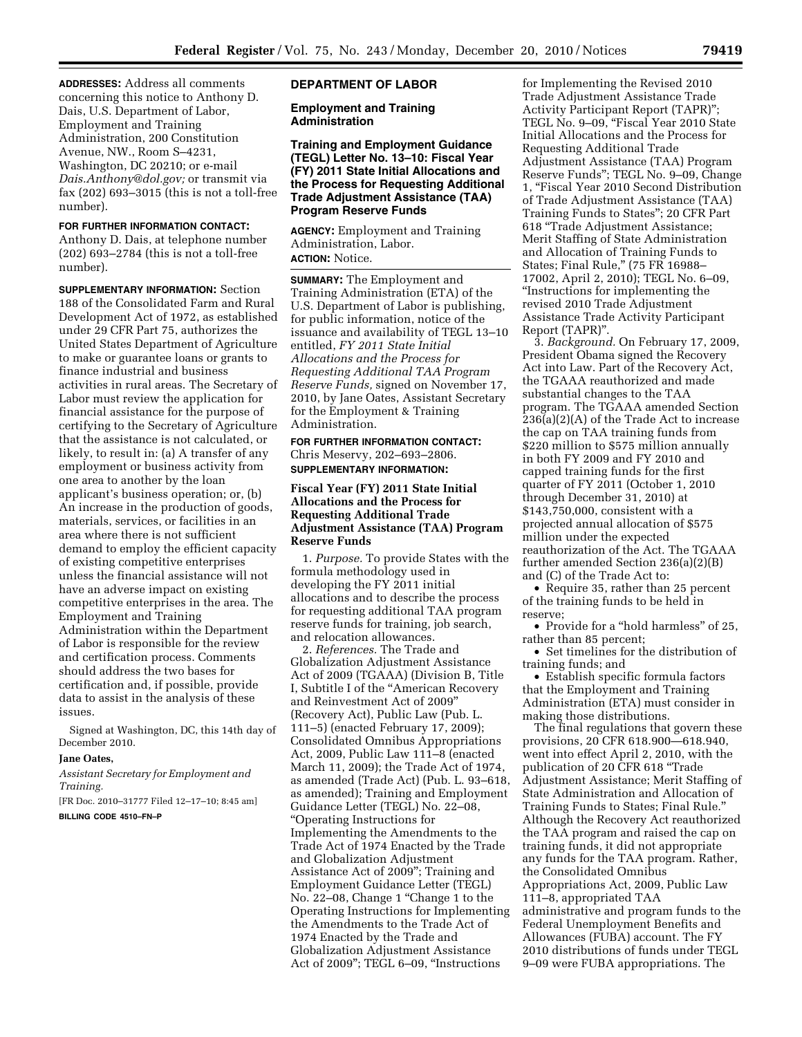**ADDRESSES:** Address all comments concerning this notice to Anthony D. Dais, U.S. Department of Labor, Employment and Training Administration, 200 Constitution Avenue, NW., Room S–4231, Washington, DC 20210; or e-mail *Dais.Anthony@dol.gov;* or transmit via fax (202) 693–3015 (this is not a toll-free number).

**FOR FURTHER INFORMATION CONTACT:** Anthony D. Dais, at telephone number (202) 693–2784 (this is not a toll-free number).

**SUPPLEMENTARY INFORMATION:** Section 188 of the Consolidated Farm and Rural Development Act of 1972, as established under 29 CFR Part 75, authorizes the United States Department of Agriculture to make or guarantee loans or grants to finance industrial and business activities in rural areas. The Secretary of Labor must review the application for financial assistance for the purpose of certifying to the Secretary of Agriculture that the assistance is not calculated, or likely, to result in: (a) A transfer of any employment or business activity from one area to another by the loan applicant's business operation; or, (b) An increase in the production of goods, materials, services, or facilities in an area where there is not sufficient demand to employ the efficient capacity of existing competitive enterprises unless the financial assistance will not have an adverse impact on existing competitive enterprises in the area. The Employment and Training Administration within the Department of Labor is responsible for the review and certification process. Comments should address the two bases for certification and, if possible, provide data to assist in the analysis of these issues.

Signed at Washington, DC, this 14th day of December 2010.

**Jane Oates,**

*Assistant Secretary for Employment and Training.*

[FR Doc. 2010–31777 Filed 12–17–10; 8:45 am]

**BILLING CODE 4510–FN–P**

## DEPARTMENT OF LABOR

### Employment and Training Administration

### Training and Employment Guidance (TEGL) Letter No. 13–10: Fiscal Year (FY) 2011 State Initial Allocations and the Process for Requesting Additional Trade Adjustment Assistance (TAA) Program Reserve Funds

**AGENCY:** Employment and Training Administration, Labor.

**ACTION:** Notice.

**SUMMARY:** The Employment and Training Administration (ETA) of the U.S. Department of Labor is publishing, for public information, notice of the issuance and availability of TEGL 13–10 entitled, *FY 2011 State Initial Allocations and the Process for Requesting Additional TAA Program Reserve Funds,* signed on November 17, 2010, by Jane Oates, Assistant Secretary for the Employment & Training Administration.

**FOR FURTHER INFORMATION CONTACT:** Chris Meservy, 202–693–2806.

**SUPPLEMENTARY INFORMATION:**

### Fiscal Year (FY) 2011 State Initial Allocations and the Process for Requesting Additional Trade Adjustment Assistance (TAA) Program Reserve Funds

1. *Purpose.* To provide States with the formula methodology used in developing the FY 2011 initial allocations and to describe the process for requesting additional TAA program reserve funds for training, job search, and relocation allowances.

2. *References.* The Trade and Globalization Adjustment Assistance Act of 2009 (TGAAA) (Division B, Title I, Subtitle I of the "American Recovery and Reinvestment Act of 2009" (Recovery Act), Public Law (Pub. L. 111–5) (enacted February 17, 2009); Consolidated Omnibus Appropriations Act, 2009, Public Law 111–8 (enacted March 11, 2009); the Trade Act of 1974, as amended (Trade Act) (Pub. L. 93–618, as amended); Training and Employment Guidance Letter (TEGL) No. 22–08, "Operating Instructions for Implementing the Amendments to the Trade Act of 1974 Enacted by the Trade and Globalization Adjustment Assistance Act of 2009"; Training and Employment Guidance Letter (TEGL) No. 22–08, Change 1 "Change 1 to the Operating Instructions for Implementing the Amendments to the Trade Act of 1974 Enacted by the Trade and Globalization Adjustment Assistance Act of 2009"; TEGL 6–09, "Instructions for Implementing the Revised 2010 Trade Adjustment Assistance Trade Activity Participant Report (TAPR)"; TEGL No. 9–09, "Fiscal Year 2010 State Initial Allocations and the Process for Requesting Additional Trade Adjustment Assistance (TAA) Program Reserve Funds"; TEGL No. 9–09, Change 1, "Fiscal Year 2010 Second Distribution of Trade Adjustment Assistance (TAA) Training Funds to States"; 20 CFR Part 618 "Trade Adjustment Assistance; Merit Staffing of State Administration and Allocation of Training Funds to States; Final Rule," (75 FR 16988–17002, April 2, 2010); TEGL No. 6–09, "Instructions for implementing the revised 2010 Trade Adjustment Assistance Trade Activity Participant Report (TAPR)".

3. *Background.* On February 17, 2009, President Obama signed the Recovery Act into Law. Part of the Recovery Act, the TGAAA reauthorized and made substantial changes to the TAA program. The TGAAA amended Section 236(a)(2)(A) of the Trade Act to increase the cap on TAA training funds from $220 million to $575 million annually in both FY 2009 and FY 2010 and capped training funds for the first quarter of FY 2011 (October 1, 2010 through December 31, 2010) at $143,750,000, consistent with a projected annual allocation of $575 million under the expected reauthorization of the Act. The TGAAA further amended Section 236(a)(2)(B) and (C) of the Trade Act to:

- Require 35, rather than 25 percent of the training funds to be held in reserve;
- Provide for a "hold harmless" of 25, rather than 85 percent;
- Set timelines for the distribution of training funds; and
- Establish specific formula factors that the Employment and Training Administration (ETA) must consider in making those distributions.

The final regulations that govern these provisions, 20 CFR 618.900—618.940, went into effect April 2, 2010, with the publication of 20 CFR 618 "Trade Adjustment Assistance; Merit Staffing of State Administration and Allocation of Training Funds to States; Final Rule." Although the Recovery Act reauthorized the TAA program and raised the cap on training funds, it did not appropriate any funds for the TAA program. Rather, the Consolidated Omnibus Appropriations Act, 2009, Public Law 111–8, appropriated TAA administrative and program funds to the Federal Unemployment Benefits and Allowances (FUBA) account. The FY 2010 distributions of funds under TEGL 9–09 were FUBA appropriations. The